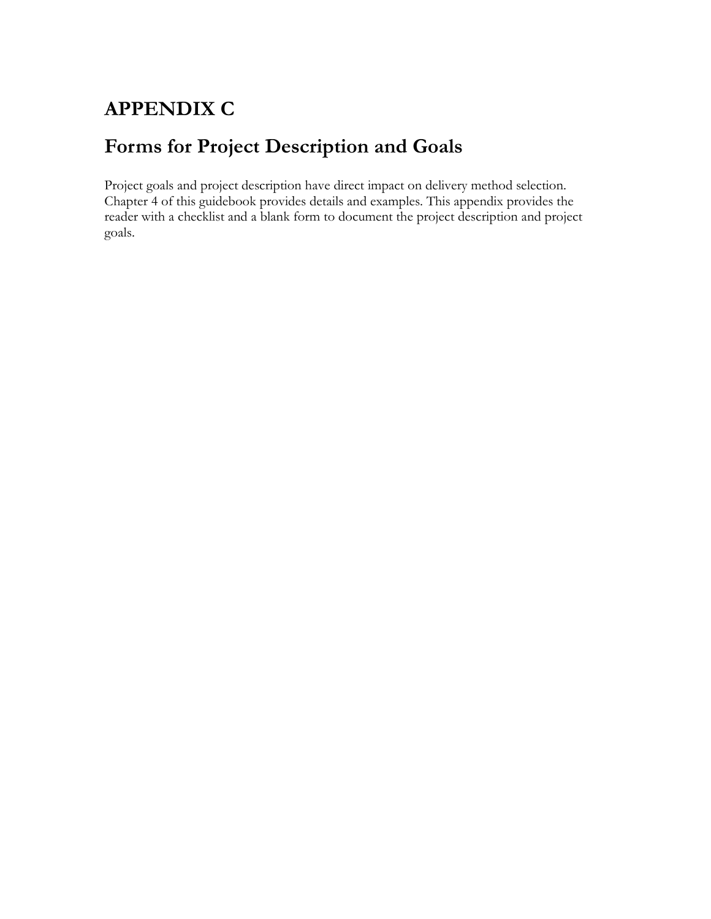# APPENDIX C

# Forms for Project Description and Goals

Project goals and project description have direct impact on delivery method selection. Chapter 4 of this guidebook provides details and examples. This appendix provides the reader with a checklist and a blank form to document the project description and project goals.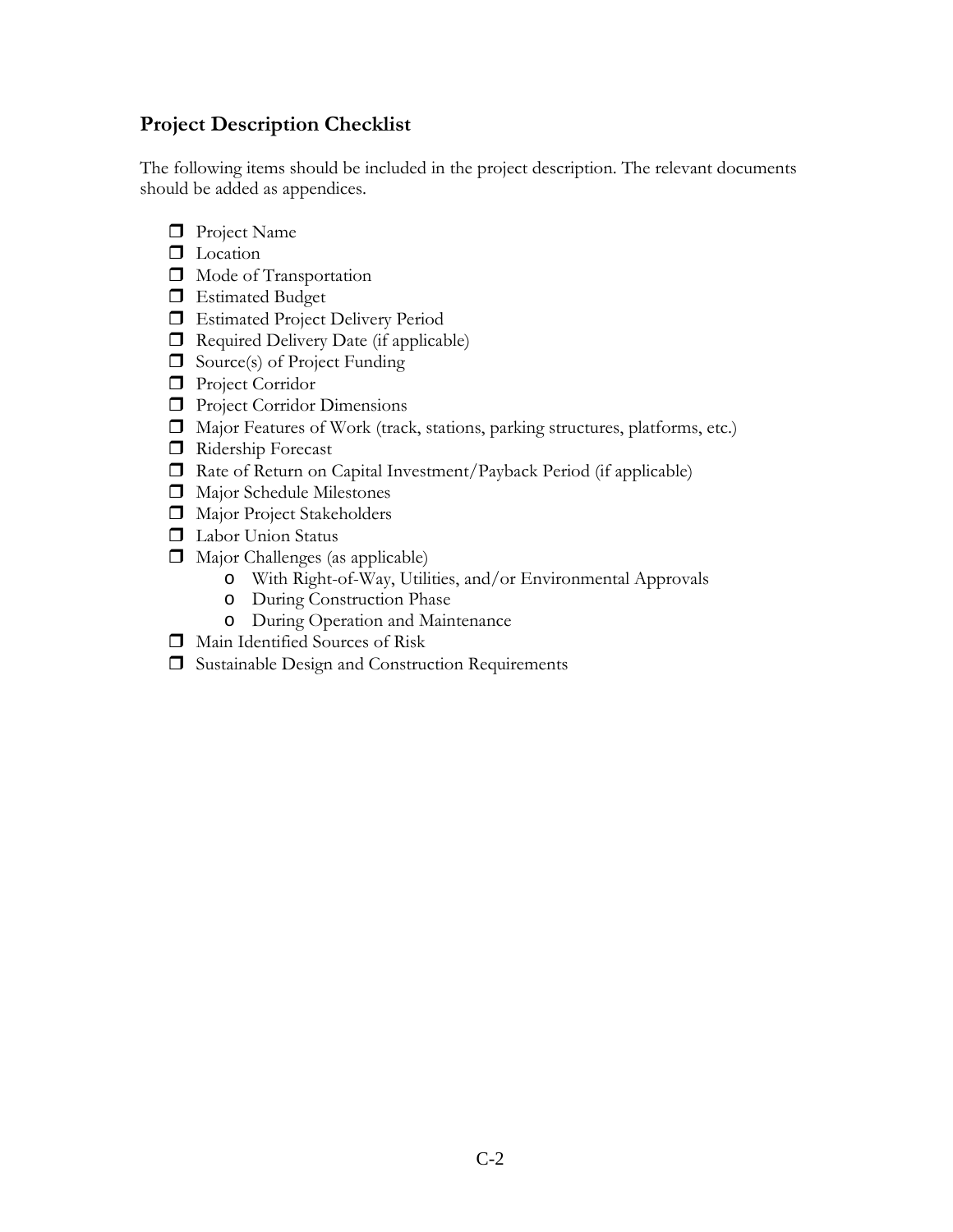## Project Description Checklist

The following items should be included in the project description. The relevant documents should be added as appendices.

- ☐ Project Name
- ☐ Location
- ☐ Mode of Transportation
- ☐ Estimated Budget
- ☐ Estimated Project Delivery Period
- ☐ Required Delivery Date (if applicable)
- ☐ Source(s) of Project Funding
- ☐ Project Corridor
- ☐ Project Corridor Dimensions
- ☐ Major Features of Work (track, stations, parking structures, platforms, etc.)
- ☐ Ridership Forecast
- ☐ Rate of Return on Capital Investment/Payback Period (if applicable)
- ☐ Major Schedule Milestones
- ☐ Major Project Stakeholders
- ☐ Labor Union Status
- ☐ Major Challenges (as applicable)
  - With Right-of-Way, Utilities, and/or Environmental Approvals
  - During Construction Phase
  - During Operation and Maintenance
- ☐ Main Identified Sources of Risk
- ☐ Sustainable Design and Construction Requirements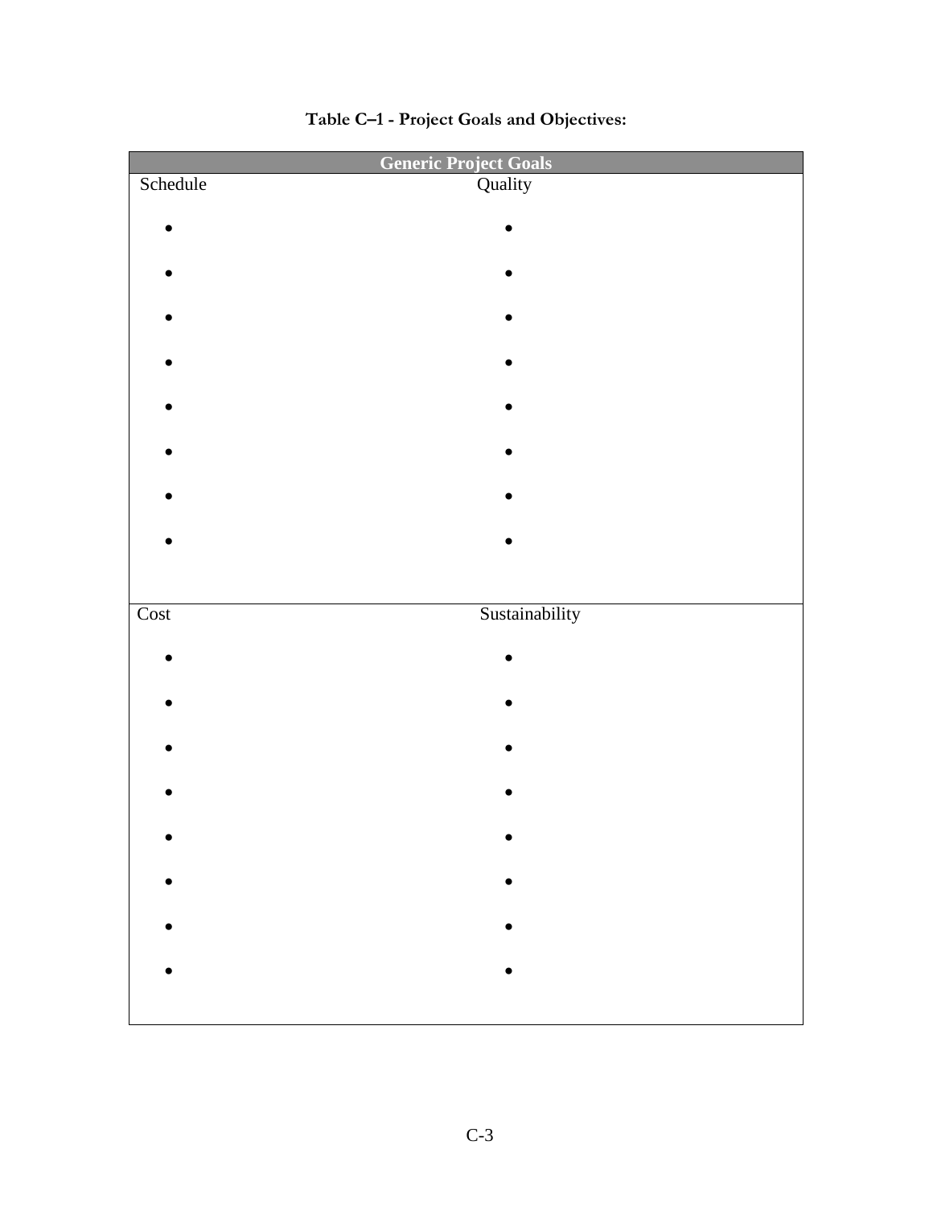**Table C–1 - Project Goals and Objectives:**

| Generic Project Goals | |
|---|---|
| Schedule<br>•<br>•<br>•<br>•<br>•<br>•<br>•<br>• | Quality<br>•<br>•<br>•<br>•<br>•<br>•<br>•<br>• |
| Cost<br>•<br>•<br>•<br>•<br>•<br>•<br>•<br>• | Sustainability<br>•<br>•<br>•<br>•<br>•<br>•<br>•<br>• |